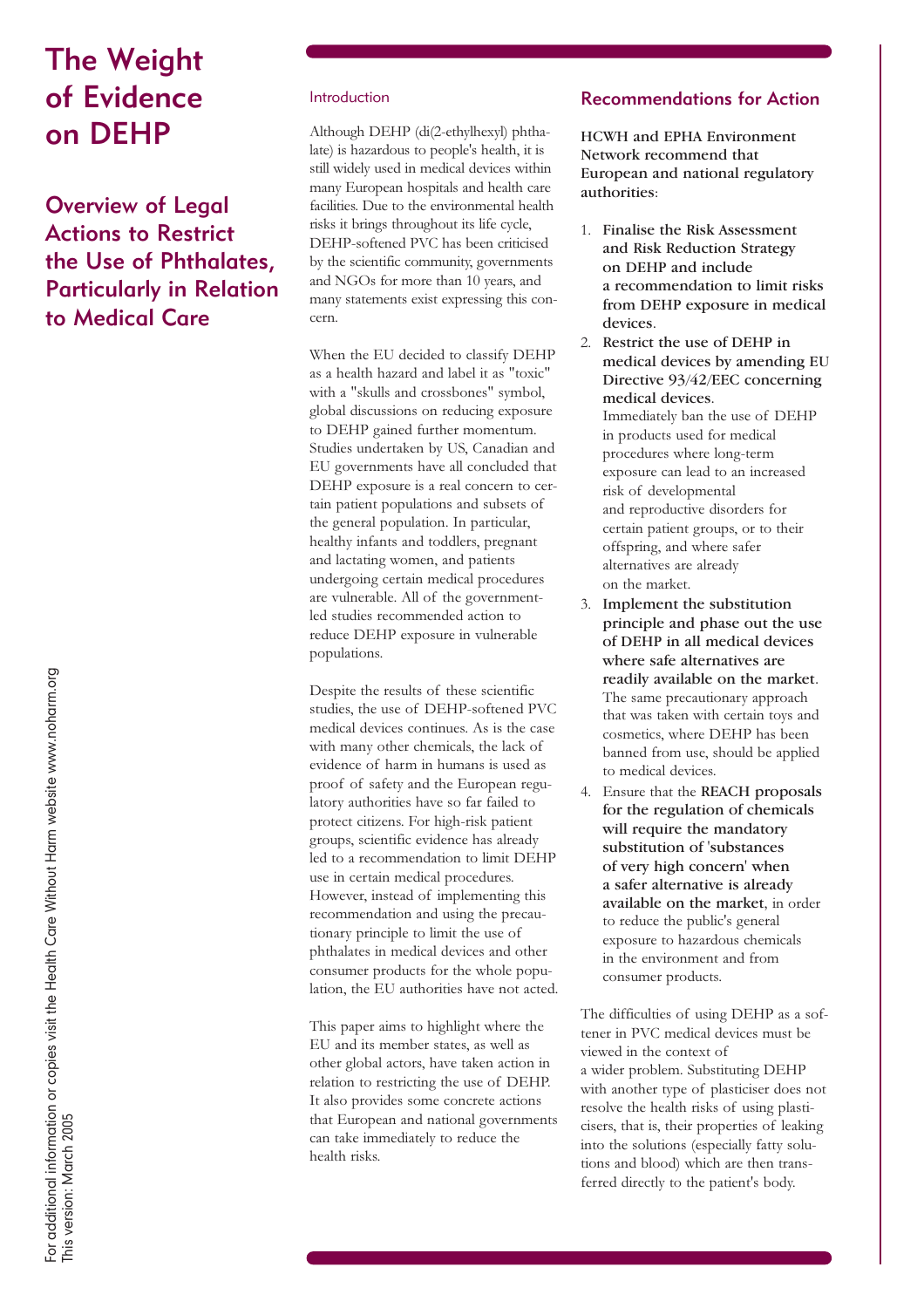# The Weight of Evidence on DEHP

## Overview of Legal Actions to Restrict the Use of Phthalates, Particularly in Relation to Medical Care

For additional information or copies visit the Health Care Without Harm website www.noharm.org
This version: March 2005

### Introduction

Although DEHP (di(2-ethylhexyl) phthalate) is hazardous to people's health, it is still widely used in medical devices within many European hospitals and health care facilities. Due to the environmental health risks it brings throughout its life cycle, DEHP-softened PVC has been criticised by the scientific community, governments and NGOs for more than 10 years, and many statements exist expressing this concern.

When the EU decided to classify DEHP as a health hazard and label it as "toxic" with a "skulls and crossbones" symbol, global discussions on reducing exposure to DEHP gained further momentum. Studies undertaken by US, Canadian and EU governments have all concluded that DEHP exposure is a real concern to certain patient populations and subsets of the general population. In particular, healthy infants and toddlers, pregnant and lactating women, and patients undergoing certain medical procedures are vulnerable. All of the government-led studies recommended action to reduce DEHP exposure in vulnerable populations.

Despite the results of these scientific studies, the use of DEHP-softened PVC medical devices continues. As is the case with many other chemicals, the lack of evidence of harm in humans is used as proof of safety and the European regulatory authorities have so far failed to protect citizens. For high-risk patient groups, scientific evidence has already led to a recommendation to limit DEHP use in certain medical procedures. However, instead of implementing this recommendation and using the precautionary principle to limit the use of phthalates in medical devices and other consumer products for the whole population, the EU authorities have not acted.

This paper aims to highlight where the EU and its member states, as well as other global actors, have taken action in relation to restricting the use of DEHP. It also provides some concrete actions that European and national governments can take immediately to reduce the health risks.

### Recommendations for Action

**HCWH and EPHA Environment Network recommend that European and national regulatory authorities**:

1. **Finalise the Risk Assessment and Risk Reduction Strategy on DEHP and include a recommendation to limit risks from DEHP exposure in medical devices**.
2. **Restrict the use of DEHP in medical devices by amending EU Directive 93/42/EEC concerning medical devices**. Immediately ban the use of DEHP in products used for medical procedures where long-term exposure can lead to an increased risk of developmental and reproductive disorders for certain patient groups, or to their offspring, and where safer alternatives are already on the market.
3. **Implement the substitution principle and phase out the use of DEHP in all medical devices where safe alternatives are readily available on the market**. The same precautionary approach that was taken with certain toys and cosmetics, where DEHP has been banned from use, should be applied to medical devices.
4. Ensure that the **REACH proposals for the regulation of chemicals will require the mandatory substitution of 'substances of very high concern' when a safer alternative is already available on the market**, in order to reduce the public's general exposure to hazardous chemicals in the environment and from consumer products.

The difficulties of using DEHP as a softener in PVC medical devices must be viewed in the context of a wider problem. Substituting DEHP with another type of plasticiser does not resolve the health risks of using plasticisers, that is, their properties of leaking into the solutions (especially fatty solutions and blood) which are then transferred directly to the patient's body.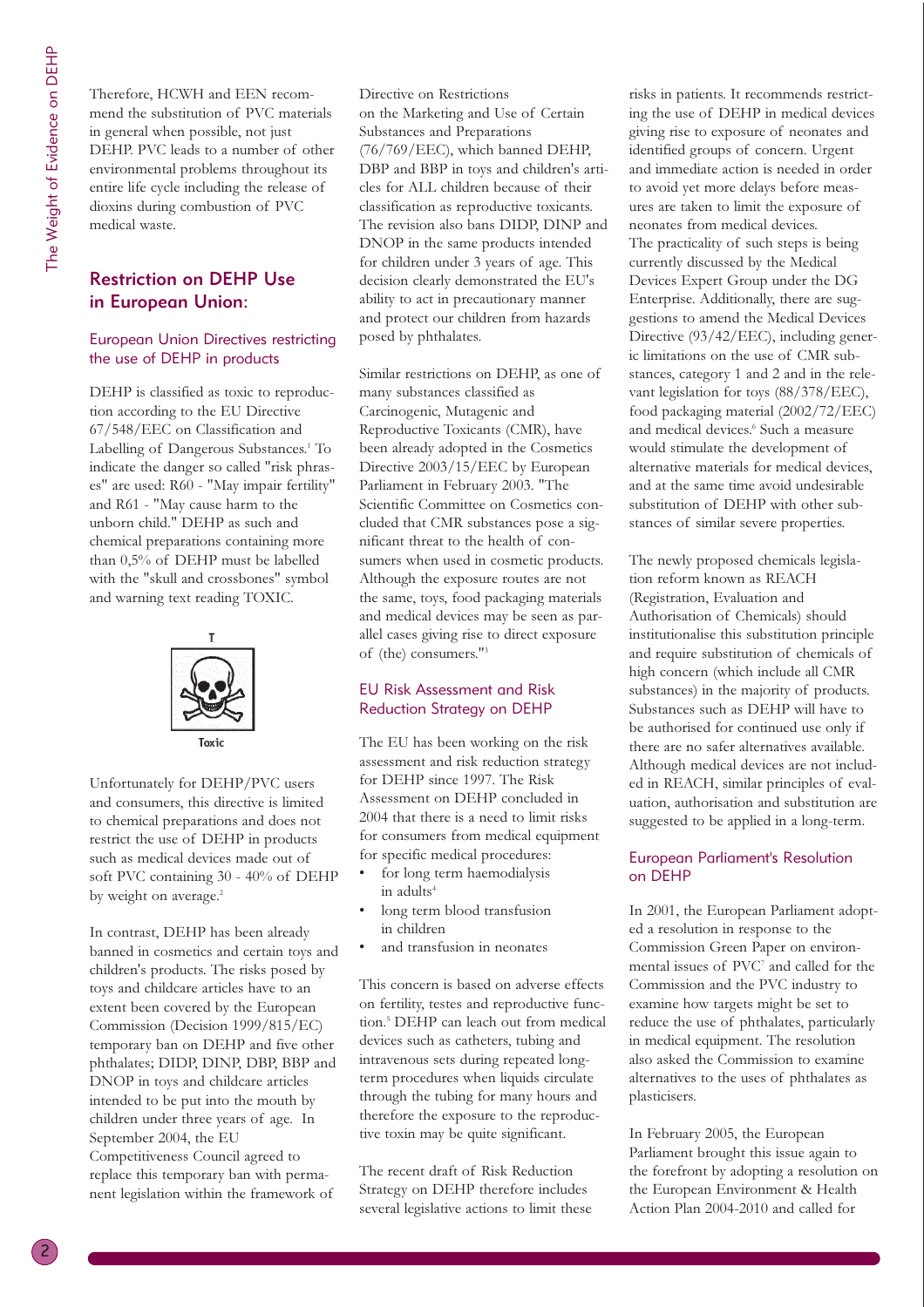Therefore, HCWH and EEN recommend the substitution of PVC materials in general when possible, not just DEHP. PVC leads to a number of other environmental problems throughout its entire life cycle including the release of dioxins during combustion of PVC medical waste.

## Restriction on DEHP Use in European Union:

### European Union Directives restricting the use of DEHP in products

DEHP is classified as toxic to reproduction according to the EU Directive 67/548/EEC on Classification and Labelling of Dangerous Substances.[1] To indicate the danger so called "risk phrases" are used: R60 - "May impair fertility" and R61 - "May cause harm to the unborn child." DEHP as such and chemical preparations containing more than 0,5% of DEHP must be labelled with the "skull and crossbones" symbol and warning text reading TOXIC.

T

Toxic

Unfortunately for DEHP/PVC users and consumers, this directive is limited to chemical preparations and does not restrict the use of DEHP in products such as medical devices made out of soft PVC containing 30 - 40% of DEHP by weight on average.[2]

In contrast, DEHP has been already banned in cosmetics and certain toys and children's products. The risks posed by toys and childcare articles have to an extent been covered by the European Commission (Decision 1999/815/EC) temporary ban on DEHP and five other phthalates; DIDP, DINP, DBP, BBP and DNOP in toys and childcare articles intended to be put into the mouth by children under three years of age. In September 2004, the EU Competitiveness Council agreed to replace this temporary ban with permanent legislation within the framework of Directive on Restrictions on the Marketing and Use of Certain Substances and Preparations (76/769/EEC), which banned DEHP, DBP and BBP in toys and children's articles for ALL children because of their classification as reproductive toxicants. The revision also bans DIDP, DINP and DNOP in the same products intended for children under 3 years of age. This decision clearly demonstrated the EU's ability to act in precautionary manner and protect our children from hazards posed by phthalates.

Similar restrictions on DEHP, as one of many substances classified as Carcinogenic, Mutagenic and Reproductive Toxicants (CMR), have been already adopted in the Cosmetics Directive 2003/15/EEC by European Parliament in February 2003. "The Scientific Committee on Cosmetics concluded that CMR substances pose a significant threat to the health of consumers when used in cosmetic products. Although the exposure routes are not the same, toys, food packaging materials and medical devices may be seen as parallel cases giving rise to direct exposure of (the) consumers."[3]

### EU Risk Assessment and Risk Reduction Strategy on DEHP

The EU has been working on the risk assessment and risk reduction strategy for DEHP since 1997. The Risk Assessment on DEHP concluded in 2004 that there is a need to limit risks for consumers from medical equipment for specific medical procedures:

- for long term haemodialysis in adults[4]
- long term blood transfusion in children
- and transfusion in neonates

This concern is based on adverse effects on fertility, testes and reproductive function.[5] DEHP can leach out from medical devices such as catheters, tubing and intravenous sets during repeated long-term procedures when liquids circulate through the tubing for many hours and therefore the exposure to the reproductive toxin may be quite significant.

The recent draft of Risk Reduction Strategy on DEHP therefore includes several legislative actions to limit these risks in patients. It recommends restricting the use of DEHP in medical devices giving rise to exposure of neonates and identified groups of concern. Urgent and immediate action is needed in order to avoid yet more delays before measures are taken to limit the exposure of neonates from medical devices.

The practicality of such steps is being currently discussed by the Medical Devices Expert Group under the DG Enterprise. Additionally, there are suggestions to amend the Medical Devices Directive (93/42/EEC), including generic limitations on the use of CMR substances, category 1 and 2 and in the relevant legislation for toys (88/378/EEC), food packaging material (2002/72/EEC) and medical devices.[6] Such a measure would stimulate the development of alternative materials for medical devices, and at the same time avoid undesirable substitution of DEHP with other substances of similar severe properties.

The newly proposed chemicals legislation reform known as REACH (Registration, Evaluation and Authorisation of Chemicals) should institutionalise this substitution principle and require substitution of chemicals of high concern (which include all CMR substances) in the majority of products. Substances such as DEHP will have to be authorised for continued use only if there are no safer alternatives available. Although medical devices are not included in REACH, similar principles of evaluation, authorisation and substitution are suggested to be applied in a long-term.

### European Parliament's Resolution on DEHP

In 2001, the European Parliament adopted a resolution in response to the Commission Green Paper on environmental issues of PVC[7] and called for the Commission and the PVC industry to examine how targets might be set to reduce the use of phthalates, particularly in medical equipment. The resolution also asked the Commission to examine alternatives to the uses of phthalates as plasticisers.

In February 2005, the European Parliament brought this issue again to the forefront by adopting a resolution on the European Environment & Health Action Plan 2004-2010 and called for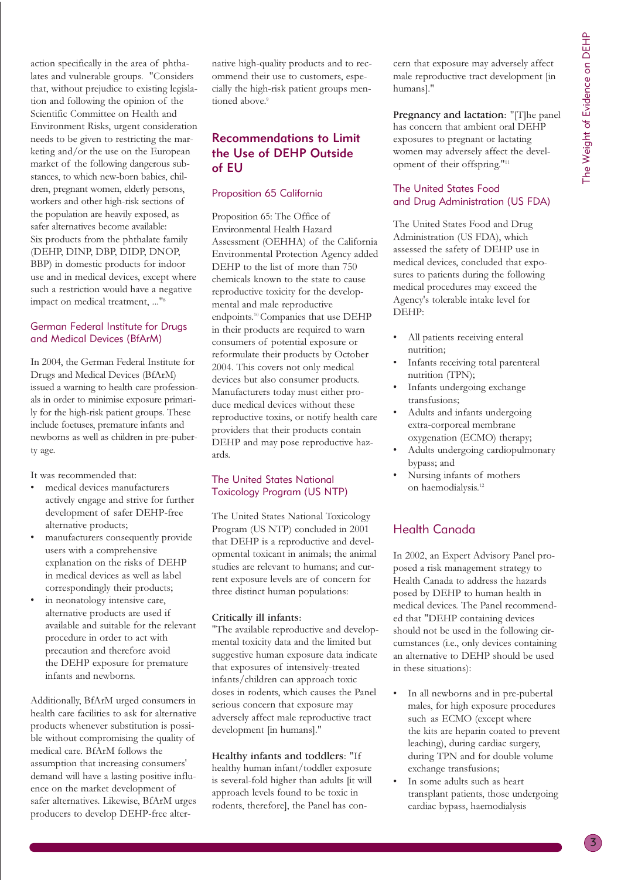action specifically in the area of phthalates and vulnerable groups. "Considers that, without prejudice to existing legislation and following the opinion of the Scientific Committee on Health and Environment Risks, urgent consideration needs to be given to restricting the marketing and/or the use on the European market of the following dangerous substances, to which new-born babies, children, pregnant women, elderly persons, workers and other high-risk sections of the population are heavily exposed, as safer alternatives become available: Six products from the phthalate family (DEHP, DINP, DBP, DIDP, DNOP, BBP) in domestic products for indoor use and in medical devices, except where such a restriction would have a negative impact on medical treatment, ..."[8]

### German Federal Institute for Drugs and Medical Devices (BfArM)

In 2004, the German Federal Institute for Drugs and Medical Devices (BfArM) issued a warning to health care professionals in order to minimise exposure primarily for the high-risk patient groups. These include foetuses, premature infants and newborns as well as children in pre-puberty age.

It was recommended that:

- medical devices manufacturers actively engage and strive for further development of safer DEHP-free alternative products;
- manufacturers consequently provide users with a comprehensive explanation on the risks of DEHP in medical devices as well as label correspondingly their products;
- in neonatology intensive care, alternative products are used if available and suitable for the relevant procedure in order to act with precaution and therefore avoid the DEHP exposure for premature infants and newborns.

Additionally, BfArM urged consumers in health care facilities to ask for alternative products whenever substitution is possible without compromising the quality of medical care. BfArM follows the assumption that increasing consumers' demand will have a lasting positive influence on the market development of safer alternatives. Likewise, BfArM urges producers to develop DEHP-free alternative high-quality products and to recommend their use to customers, especially the high-risk patient groups mentioned above.[9]

## Recommendations to Limit the Use of DEHP Outside of EU

### Proposition 65 California

Proposition 65: The Office of Environmental Health Hazard Assessment (OEHHA) of the California Environmental Protection Agency added DEHP to the list of more than 750 chemicals known to the state to cause reproductive toxicity for the developmental and male reproductive endpoints.[10] Companies that use DEHP in their products are required to warn consumers of potential exposure or reformulate their products by October 2004. This covers not only medical devices but also consumer products. Manufacturers today must either produce medical devices without these reproductive toxins, or notify health care providers that their products contain DEHP and may pose reproductive hazards.

### The United States National Toxicology Program (US NTP)

The United States National Toxicology Program (US NTP) concluded in 2001 that DEHP is a reproductive and developmental toxicant in animals; the animal studies are relevant to humans; and current exposure levels are of concern for three distinct human populations:

**Critically ill infants**: "The available reproductive and developmental toxicity data and the limited but suggestive human exposure data indicate that exposures of intensively-treated infants/children can approach toxic doses in rodents, which causes the Panel serious concern that exposure may adversely affect male reproductive tract development [in humans]."

**Healthy infants and toddlers**: "If healthy human infant/toddler exposure is several-fold higher than adults [it will approach levels found to be toxic in rodents, therefore], the Panel has concern that exposure may adversely affect male reproductive tract development [in humans]."

**Pregnancy and lactation**: "[T]he panel has concern that ambient oral DEHP exposures to pregnant or lactating women may adversely affect the development of their offspring."[11]

### The United States Food and Drug Administration (US FDA)

The United States Food and Drug Administration (US FDA), which assessed the safety of DEHP use in medical devices, concluded that exposures to patients during the following medical procedures may exceed the Agency's tolerable intake level for DEHP:

- All patients receiving enteral nutrition;
- Infants receiving total parenteral nutrition (TPN);
- Infants undergoing exchange transfusions;
- Adults and infants undergoing extra-corporeal membrane oxygenation (ECMO) therapy;
- Adults undergoing cardiopulmonary bypass; and
- Nursing infants of mothers on haemodialysis.[12]

## Health Canada

In 2002, an Expert Advisory Panel proposed a risk management strategy to Health Canada to address the hazards posed by DEHP to human health in medical devices. The Panel recommended that "DEHP containing devices should not be used in the following circumstances (i.e., only devices containing an alternative to DEHP should be used in these situations):

- In all newborns and in pre-pubertal males, for high exposure procedures such as ECMO (except where the kits are heparin coated to prevent leaching), during cardiac surgery, during TPN and for double volume exchange transfusions;
- In some adults such as heart transplant patients, those undergoing cardiac bypass, haemodialysis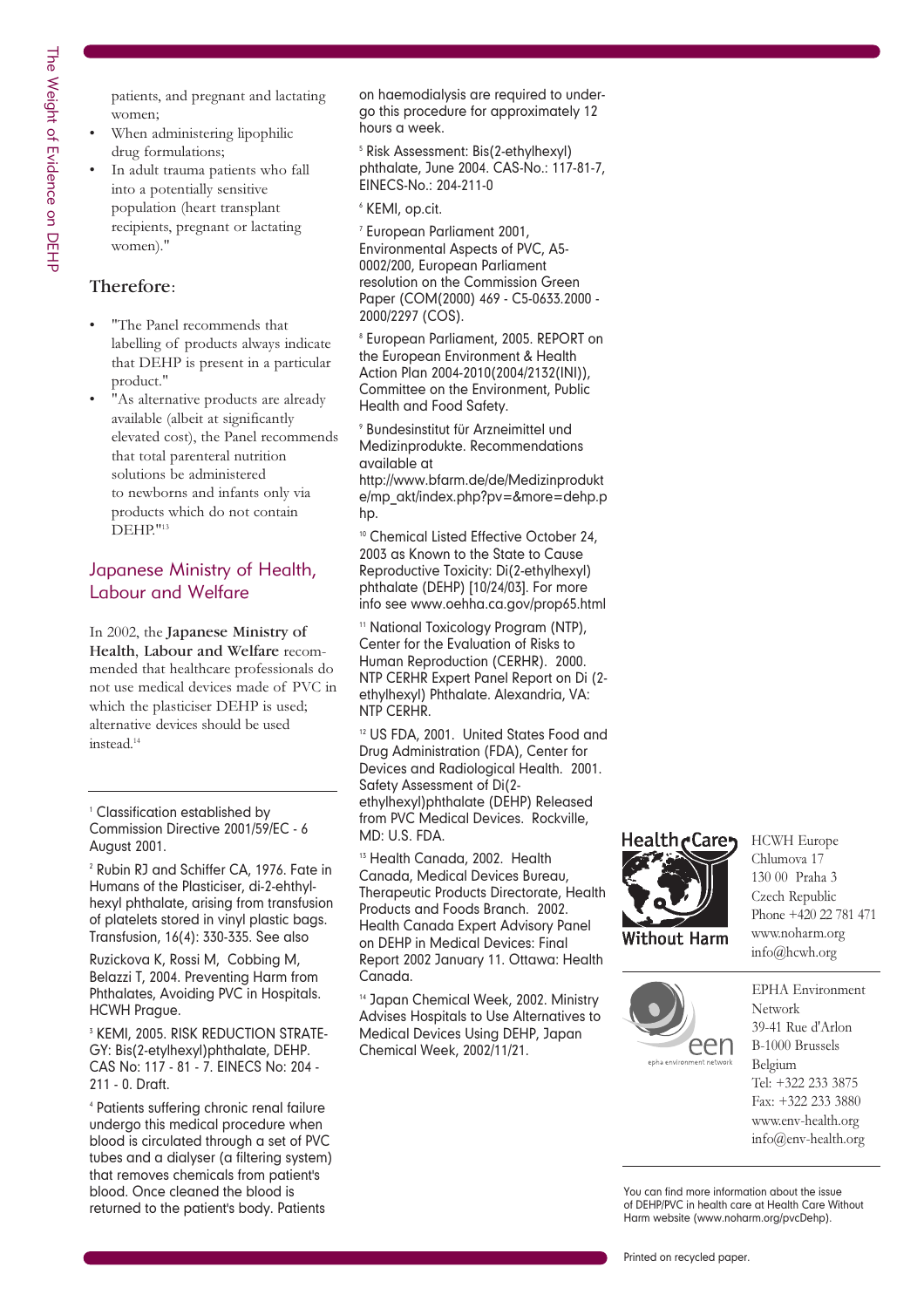patients, and pregnant and lactating women;

- When administering lipophilic drug formulations;
- In adult trauma patients who fall into a potentially sensitive population (heart transplant recipients, pregnant or lactating women)."

## Therefore:

- "The Panel recommends that labelling of products always indicate that DEHP is present in a particular product."
- "As alternative products are already available (albeit at significantly elevated cost), the Panel recommends that total parenteral nutrition solutions be administered to newborns and infants only via products which do not contain DEHP."[13]

## Japanese Ministry of Health, Labour and Welfare

In 2002, the **Japanese Ministry of Health, Labour and Welfare** recommended that healthcare professionals do not use medical devices made of PVC in which the plasticiser DEHP is used; alternative devices should be used instead.[14]

---

[1] Classification established by Commission Directive 2001/59/EC - 6 August 2001.

[2] Rubin RJ and Schiffer CA, 1976. Fate in Humans of the Plasticiser, di-2-ehthyl-hexyl phthalate, arising from transfusion of platelets stored in vinyl plastic bags. Transfusion, 16(4): 330-335. See also

Ruzickova K, Rossi M, Cobbing M, Belazzi T, 2004. Preventing Harm from Phthalates, Avoiding PVC in Hospitals. HCWH Prague.

[3] KEMI, 2005. RISK REDUCTION STRATEGY: Bis(2-etylhexyl)phthalate, DEHP. CAS No: 117 - 81 - 7. EINECS No: 204 - 211 - 0. Draft.

[4] Patients suffering chronic renal failure undergo this medical procedure when blood is circulated through a set of PVC tubes and a dialyser (a filtering system) that removes chemicals from patient's blood. Once cleaned the blood is returned to the patient's body. Patients on haemodialysis are required to undergo this procedure for approximately 12 hours a week.

[5] Risk Assessment: Bis(2-ethylhexyl) phthalate, June 2004. CAS-No.: 117-81-7, EINECS-No.: 204-211-0

[6] KEMI, op.cit.

[7] European Parliament 2001, Environmental Aspects of PVC, A5-0002/200, European Parliament resolution on the Commission Green Paper (COM(2000) 469 - C5-0633.2000 - 2000/2297 (COS).

[8] European Parliament, 2005. REPORT on the European Environment & Health Action Plan 2004-2010(2004/2132(INI)), Committee on the Environment, Public Health and Food Safety.

[9] Bundesinstitut für Arzneimittel und Medizinprodukte. Recommendations available at http://www.bfarm.de/de/Medizinprodukte/mp_akt/index.php?pv=&more=dehp.php.

[10] Chemical Listed Effective October 24, 2003 as Known to the State to Cause Reproductive Toxicity: Di(2-ethylhexyl) phthalate (DEHP) [10/24/03]. For more info see www.oehha.ca.gov/prop65.html

[11] National Toxicology Program (NTP), Center for the Evaluation of Risks to Human Reproduction (CERHR). 2000. NTP CERHR Expert Panel Report on Di (2-ethylhexyl) Phthalate. Alexandria, VA: NTP CERHR.

[12] US FDA, 2001. United States Food and Drug Administration (FDA), Center for Devices and Radiological Health. 2001. Safety Assessment of Di(2-ethylhexyl)phthalate (DEHP) Released from PVC Medical Devices. Rockville, MD: U.S. FDA.

[13] Health Canada, 2002. Health Canada, Medical Devices Bureau, Therapeutic Products Directorate, Health Products and Foods Branch. 2002. Health Canada Expert Advisory Panel on DEHP in Medical Devices: Final Report 2002 January 11. Ottawa: Health Canada.

[14] Japan Chemical Week, 2002. Ministry Advises Hospitals to Use Alternatives to Medical Devices Using DEHP, Japan Chemical Week, 2002/11/21.

Health Care Without Harm

HCWH Europe
Chlumova 17
130 00 Praha 3
Czech Republic
Phone +420 22 781 471
www.noharm.org
info@hcwh.org

een
epha environment network

EPHA Environment Network
39-41 Rue d'Arlon
B-1000 Brussels
Belgium
Tel: +322 233 3875
Fax: +322 233 3880
www.env-health.org
info@env-health.org

You can find more information about the issue of DEHP/PVC in health care at Health Care Without Harm website (www.noharm.org/pvcDehp).

Printed on recycled paper.